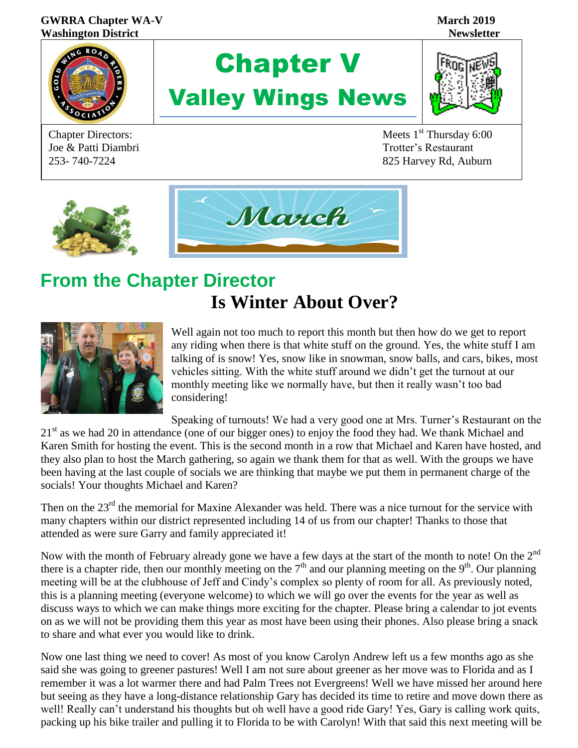**GWRRA Chapter WA-V**
**Washington District**

**March 2019**
**Newsletter**

# Chapter V
# Valley Wings News

Chapter Directors:
Joe & Patti Diambri
253- 740-7224

Meets 1st Thursday 6:00
Trotter's Restaurant
825 Harvey Rd, Auburn

March

## From the Chapter Director

### Is Winter About Over?

Well again not too much to report this month but then how do we get to report any riding when there is that white stuff on the ground. Yes, the white stuff I am talking of is snow! Yes, snow like in snowman, snow balls, and cars, bikes, most vehicles sitting. With the white stuff around we didn't get the turnout at our monthly meeting like we normally have, but then it really wasn't too bad considering!

Speaking of turnouts! We had a very good one at Mrs. Turner's Restaurant on the 21st as we had 20 in attendance (one of our bigger ones) to enjoy the food they had. We thank Michael and Karen Smith for hosting the event. This is the second month in a row that Michael and Karen have hosted, and they also plan to host the March gathering, so again we thank them for that as well. With the groups we have been having at the last couple of socials we are thinking that maybe we put them in permanent charge of the socials! Your thoughts Michael and Karen?

Then on the 23rd the memorial for Maxine Alexander was held. There was a nice turnout for the service with many chapters within our district represented including 14 of us from our chapter! Thanks to those that attended as were sure Garry and family appreciated it!

Now with the month of February already gone we have a few days at the start of the month to note! On the 2nd there is a chapter ride, then our monthly meeting on the 7th and our planning meeting on the 9th. Our planning meeting will be at the clubhouse of Jeff and Cindy's complex so plenty of room for all. As previously noted, this is a planning meeting (everyone welcome) to which we will go over the events for the year as well as discuss ways to which we can make things more exciting for the chapter. Please bring a calendar to jot events on as we will not be providing them this year as most have been using their phones. Also please bring a snack to share and what ever you would like to drink.

Now one last thing we need to cover! As most of you know Carolyn Andrew left us a few months ago as she said she was going to greener pastures! Well I am not sure about greener as her move was to Florida and as I remember it was a lot warmer there and had Palm Trees not Evergreens! Well we have missed her around here but seeing as they have a long-distance relationship Gary has decided its time to retire and move down there as well! Really can't understand his thoughts but oh well have a good ride Gary! Yes, Gary is calling work quits, packing up his bike trailer and pulling it to Florida to be with Carolyn! With that said this next meeting will be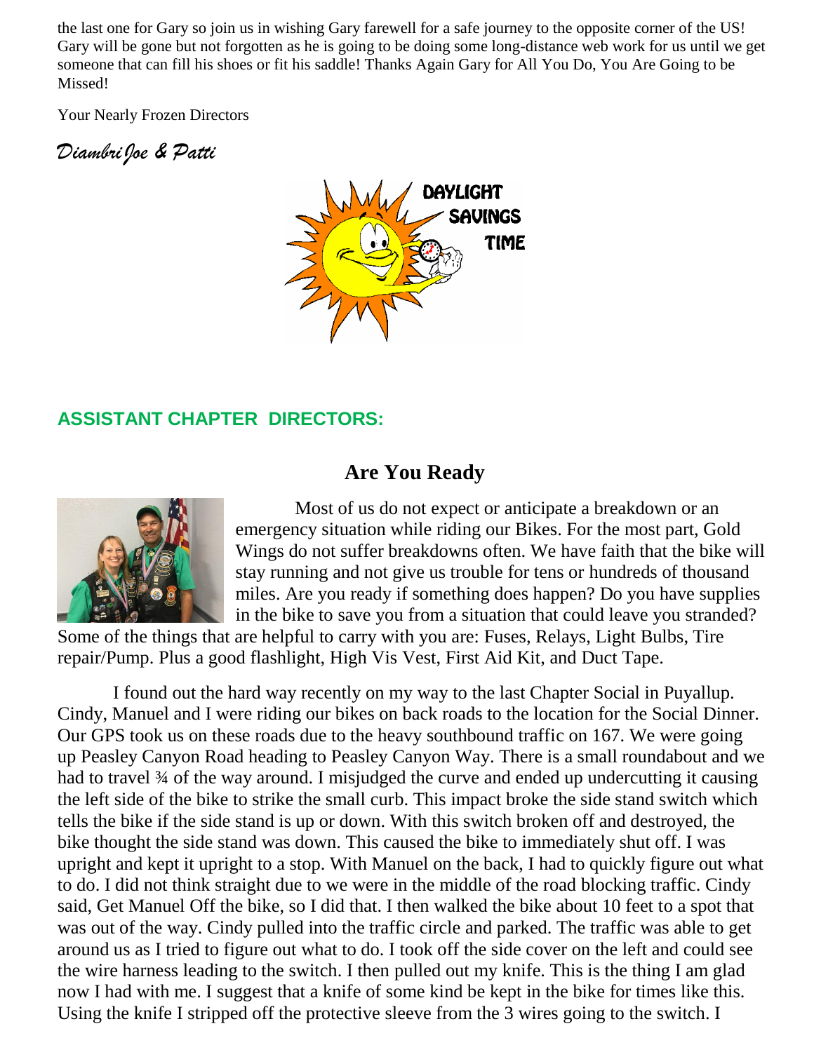the last one for Gary so join us in wishing Gary farewell for a safe journey to the opposite corner of the US! Gary will be gone but not forgotten as he is going to be doing some long-distance web work for us until we get someone that can fill his shoes or fit his saddle! Thanks Again Gary for All You Do, You Are Going to be Missed!

Your Nearly Frozen Directors

*Diambri Joe & Patti*

## ASSISTANT CHAPTER DIRECTORS:

### Are You Ready

Most of us do not expect or anticipate a breakdown or an emergency situation while riding our Bikes. For the most part, Gold Wings do not suffer breakdowns often. We have faith that the bike will stay running and not give us trouble for tens or hundreds of thousand miles. Are you ready if something does happen? Do you have supplies in the bike to save you from a situation that could leave you stranded? Some of the things that are helpful to carry with you are: Fuses, Relays, Light Bulbs, Tire repair/Pump. Plus a good flashlight, High Vis Vest, First Aid Kit, and Duct Tape.

I found out the hard way recently on my way to the last Chapter Social in Puyallup. Cindy, Manuel and I were riding our bikes on back roads to the location for the Social Dinner. Our GPS took us on these roads due to the heavy southbound traffic on 167. We were going up Peasley Canyon Road heading to Peasley Canyon Way. There is a small roundabout and we had to travel ¾ of the way around. I misjudged the curve and ended up undercutting it causing the left side of the bike to strike the small curb. This impact broke the side stand switch which tells the bike if the side stand is up or down. With this switch broken off and destroyed, the bike thought the side stand was down. This caused the bike to immediately shut off. I was upright and kept it upright to a stop. With Manuel on the back, I had to quickly figure out what to do. I did not think straight due to we were in the middle of the road blocking traffic. Cindy said, Get Manuel Off the bike, so I did that. I then walked the bike about 10 feet to a spot that was out of the way. Cindy pulled into the traffic circle and parked. The traffic was able to get around us as I tried to figure out what to do. I took off the side cover on the left and could see the wire harness leading to the switch. I then pulled out my knife. This is the thing I am glad now I had with me. I suggest that a knife of some kind be kept in the bike for times like this. Using the knife I stripped off the protective sleeve from the 3 wires going to the switch. I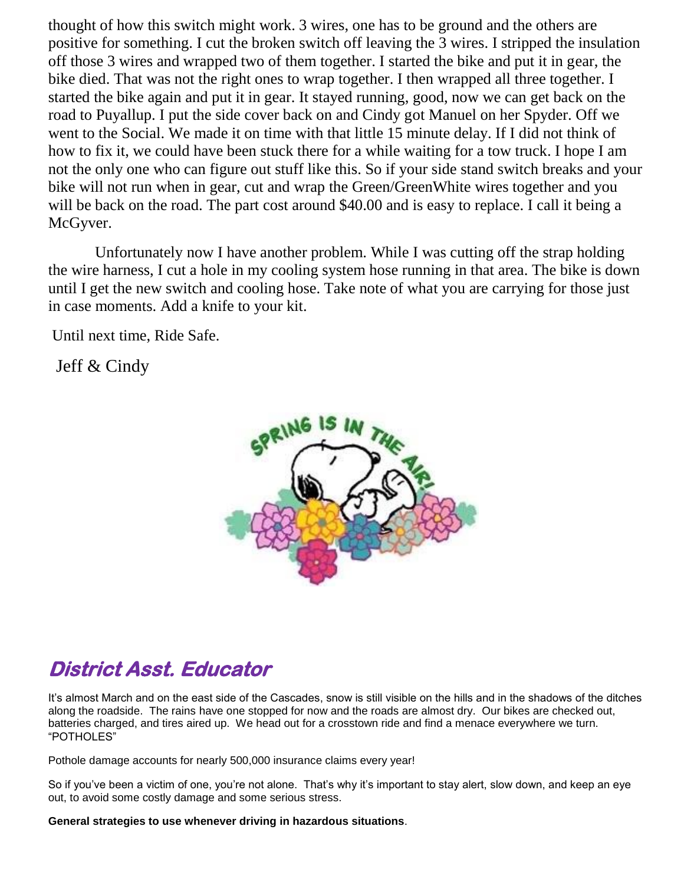thought of how this switch might work. 3 wires, one has to be ground and the others are positive for something. I cut the broken switch off leaving the 3 wires. I stripped the insulation off those 3 wires and wrapped two of them together. I started the bike and put it in gear, the bike died. That was not the right ones to wrap together. I then wrapped all three together. I started the bike again and put it in gear. It stayed running, good, now we can get back on the road to Puyallup. I put the side cover back on and Cindy got Manuel on her Spyder. Off we went to the Social. We made it on time with that little 15 minute delay. If I did not think of how to fix it, we could have been stuck there for a while waiting for a tow truck. I hope I am not the only one who can figure out stuff like this. So if your side stand switch breaks and your bike will not run when in gear, cut and wrap the Green/GreenWhite wires together and you will be back on the road. The part cost around $40.00 and is easy to replace. I call it being a McGyver.

Unfortunately now I have another problem. While I was cutting off the strap holding the wire harness, I cut a hole in my cooling system hose running in that area. The bike is down until I get the new switch and cooling hose. Take note of what you are carrying for those just in case moments. Add a knife to your kit.

Until next time, Ride Safe.

Jeff & Cindy

## *District Asst. Educator*

It's almost March and on the east side of the Cascades, snow is still visible on the hills and in the shadows of the ditches along the roadside. The rains have one stopped for now and the roads are almost dry. Our bikes are checked out, batteries charged, and tires aired up. We head out for a crosstown ride and find a menace everywhere we turn. "POTHOLES"

Pothole damage accounts for nearly 500,000 insurance claims every year!

So if you've been a victim of one, you're not alone. That's why it's important to stay alert, slow down, and keep an eye out, to avoid some costly damage and some serious stress.

**General strategies to use whenever driving in hazardous situations**.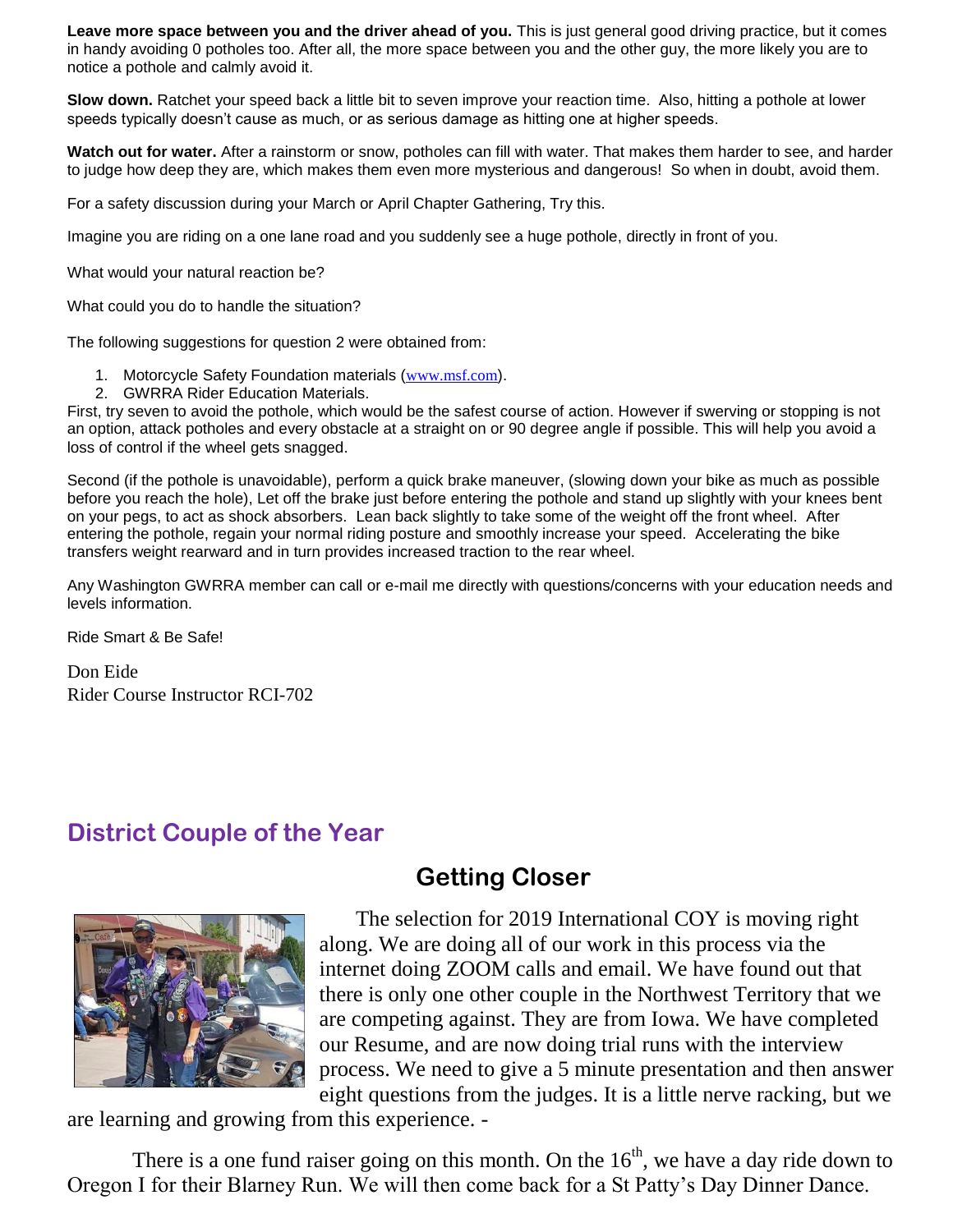**Leave more space between you and the driver ahead of you.** This is just general good driving practice, but it comes in handy avoiding 0 potholes too. After all, the more space between you and the other guy, the more likely you are to notice a pothole and calmly avoid it.

**Slow down.** Ratchet your speed back a little bit to seven improve your reaction time. Also, hitting a pothole at lower speeds typically doesn't cause as much, or as serious damage as hitting one at higher speeds.

**Watch out for water.** After a rainstorm or snow, potholes can fill with water. That makes them harder to see, and harder to judge how deep they are, which makes them even more mysterious and dangerous! So when in doubt, avoid them.

For a safety discussion during your March or April Chapter Gathering, Try this.

Imagine you are riding on a one lane road and you suddenly see a huge pothole, directly in front of you.

What would your natural reaction be?

What could you do to handle the situation?

The following suggestions for question 2 were obtained from:

1. Motorcycle Safety Foundation materials (www.msf.com).
2. GWRRA Rider Education Materials.

First, try seven to avoid the pothole, which would be the safest course of action. However if swerving or stopping is not an option, attack potholes and every obstacle at a straight on or 90 degree angle if possible. This will help you avoid a loss of control if the wheel gets snagged.

Second (if the pothole is unavoidable), perform a quick brake maneuver, (slowing down your bike as much as possible before you reach the hole), Let off the brake just before entering the pothole and stand up slightly with your knees bent on your pegs, to act as shock absorbers. Lean back slightly to take some of the weight off the front wheel. After entering the pothole, regain your normal riding posture and smoothly increase your speed. Accelerating the bike transfers weight rearward and in turn provides increased traction to the rear wheel.

Any Washington GWRRA member can call or e-mail me directly with questions/concerns with your education needs and levels information.

Ride Smart & Be Safe!

Don Eide
Rider Course Instructor RCI-702

## District Couple of the Year

### Getting Closer

The selection for 2019 International COY is moving right along. We are doing all of our work in this process via the internet doing ZOOM calls and email. We have found out that there is only one other couple in the Northwest Territory that we are competing against. They are from Iowa. We have completed our Resume, and are now doing trial runs with the interview process. We need to give a 5 minute presentation and then answer eight questions from the judges. It is a little nerve racking, but we are learning and growing from this experience. -

There is a one fund raiser going on this month. On the 16th, we have a day ride down to Oregon I for their Blarney Run. We will then come back for a St Patty's Day Dinner Dance.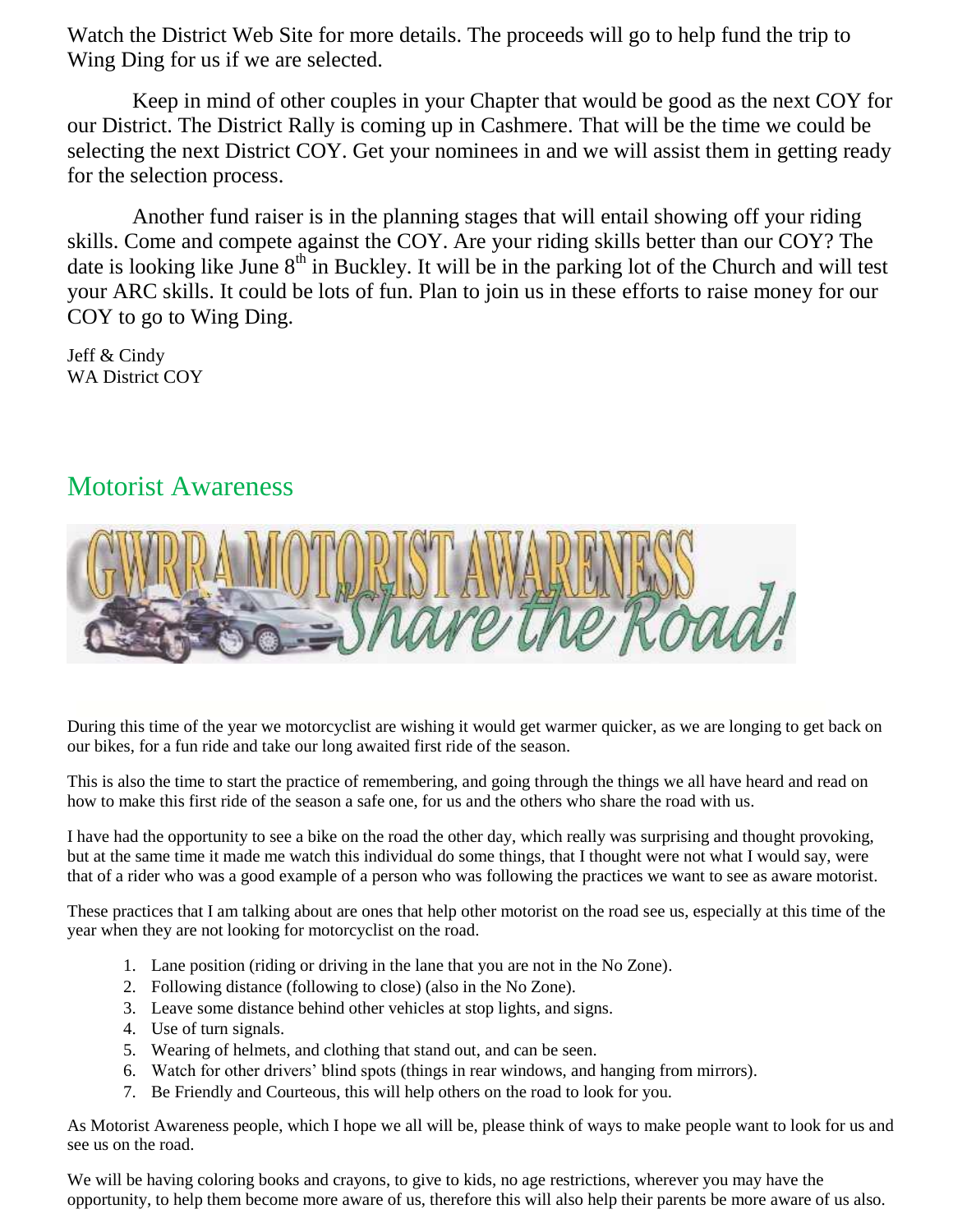Watch the District Web Site for more details. The proceeds will go to help fund the trip to Wing Ding for us if we are selected.

Keep in mind of other couples in your Chapter that would be good as the next COY for our District. The District Rally is coming up in Cashmere. That will be the time we could be selecting the next District COY. Get your nominees in and we will assist them in getting ready for the selection process.

Another fund raiser is in the planning stages that will entail showing off your riding skills. Come and compete against the COY. Are your riding skills better than our COY? The date is looking like June 8th in Buckley. It will be in the parking lot of the Church and will test your ARC skills. It could be lots of fun. Plan to join us in these efforts to raise money for our COY to go to Wing Ding.

Jeff & Cindy
WA District COY

## Motorist Awareness

GWRRA MOTORIST AWARENESS *Share the Road!*

During this time of the year we motorcyclist are wishing it would get warmer quicker, as we are longing to get back on our bikes, for a fun ride and take our long awaited first ride of the season.

This is also the time to start the practice of remembering, and going through the things we all have heard and read on how to make this first ride of the season a safe one, for us and the others who share the road with us.

I have had the opportunity to see a bike on the road the other day, which really was surprising and thought provoking, but at the same time it made me watch this individual do some things, that I thought were not what I would say, were that of a rider who was a good example of a person who was following the practices we want to see as aware motorist.

These practices that I am talking about are ones that help other motorist on the road see us, especially at this time of the year when they are not looking for motorcyclist on the road.

1. Lane position (riding or driving in the lane that you are not in the No Zone).
2. Following distance (following to close) (also in the No Zone).
3. Leave some distance behind other vehicles at stop lights, and signs.
4. Use of turn signals.
5. Wearing of helmets, and clothing that stand out, and can be seen.
6. Watch for other drivers' blind spots (things in rear windows, and hanging from mirrors).
7. Be Friendly and Courteous, this will help others on the road to look for you.

As Motorist Awareness people, which I hope we all will be, please think of ways to make people want to look for us and see us on the road.

We will be having coloring books and crayons, to give to kids, no age restrictions, wherever you may have the opportunity, to help them become more aware of us, therefore this will also help their parents be more aware of us also.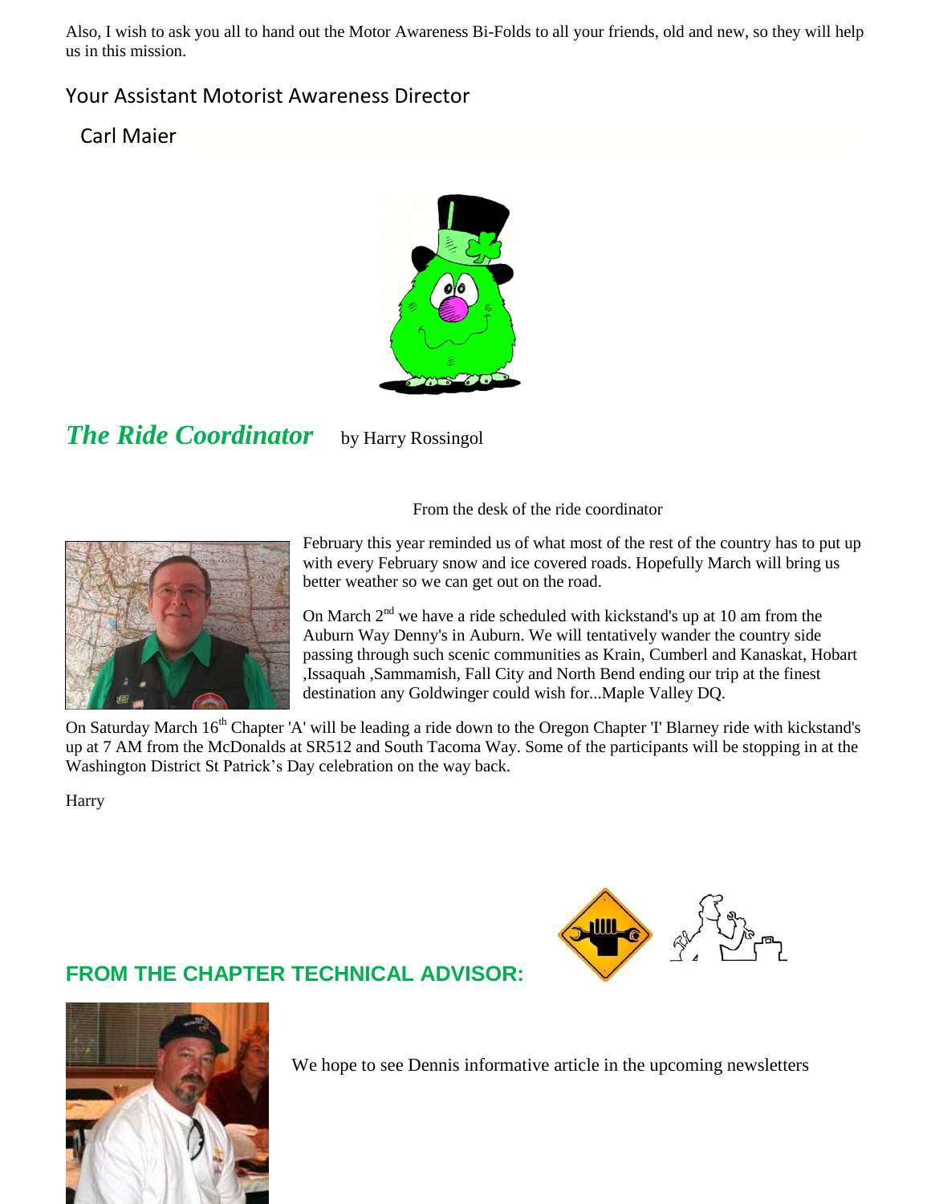Also, I wish to ask you all to hand out the Motor Awareness Bi-Folds to all your friends, old and new, so they will help us in this mission.

Your Assistant Motorist Awareness Director

Carl Maier

## *The Ride Coordinator* by Harry Rossingol

From the desk of the ride coordinator

February this year reminded us of what most of the rest of the country has to put up with every February snow and ice covered roads. Hopefully March will bring us better weather so we can get out on the road.

On March 2nd we have a ride scheduled with kickstand's up at 10 am from the Auburn Way Denny's in Auburn. We will tentatively wander the country side passing through such scenic communities as Krain, Cumberl and Kanaskat, Hobart ,Issaquah ,Sammamish, Fall City and North Bend ending our trip at the finest destination any Goldwinger could wish for...Maple Valley DQ.

On Saturday March 16th Chapter 'A' will be leading a ride down to the Oregon Chapter 'I' Blarney ride with kickstand's up at 7 AM from the McDonalds at SR512 and South Tacoma Way. Some of the participants will be stopping in at the Washington District St Patrick's Day celebration on the way back.

Harry

## FROM THE CHAPTER TECHNICAL ADVISOR:

We hope to see Dennis informative article in the upcoming newsletters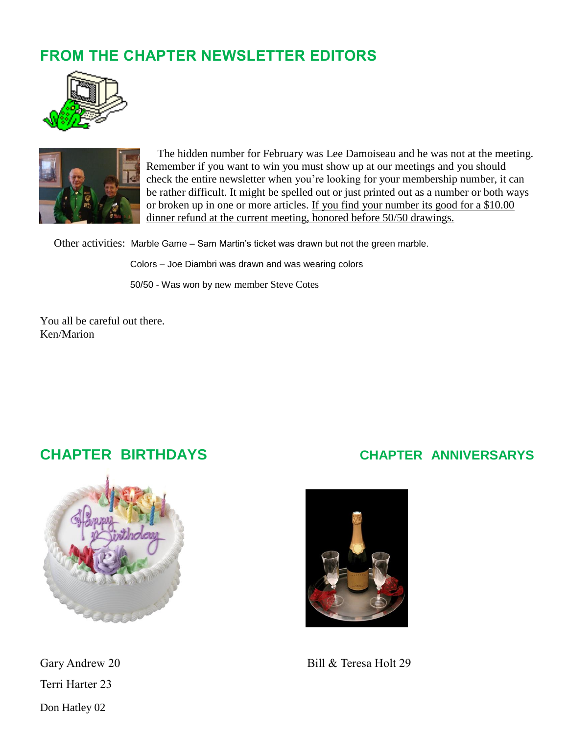## FROM THE CHAPTER NEWSLETTER EDITORS

The hidden number for February was Lee Damoiseau and he was not at the meeting. Remember if you want to win you must show up at our meetings and you should check the entire newsletter when you're looking for your membership number, it can be rather difficult. It might be spelled out or just printed out as a number or both ways or broken up in one or more articles. If you find your number its good for a $10.00 dinner refund at the current meeting, honored before 50/50 drawings.

Other activities: Marble Game – Sam Martin's ticket was drawn but not the green marble.

Colors – Joe Diambri was drawn and was wearing colors

50/50 - Was won by new member Steve Cotes

You all be careful out there.
Ken/Marion

## CHAPTER BIRTHDAYS

Gary Andrew 20

Terri Harter 23

Don Hatley 02

## CHAPTER ANNIVERSARYS

Bill & Teresa Holt 29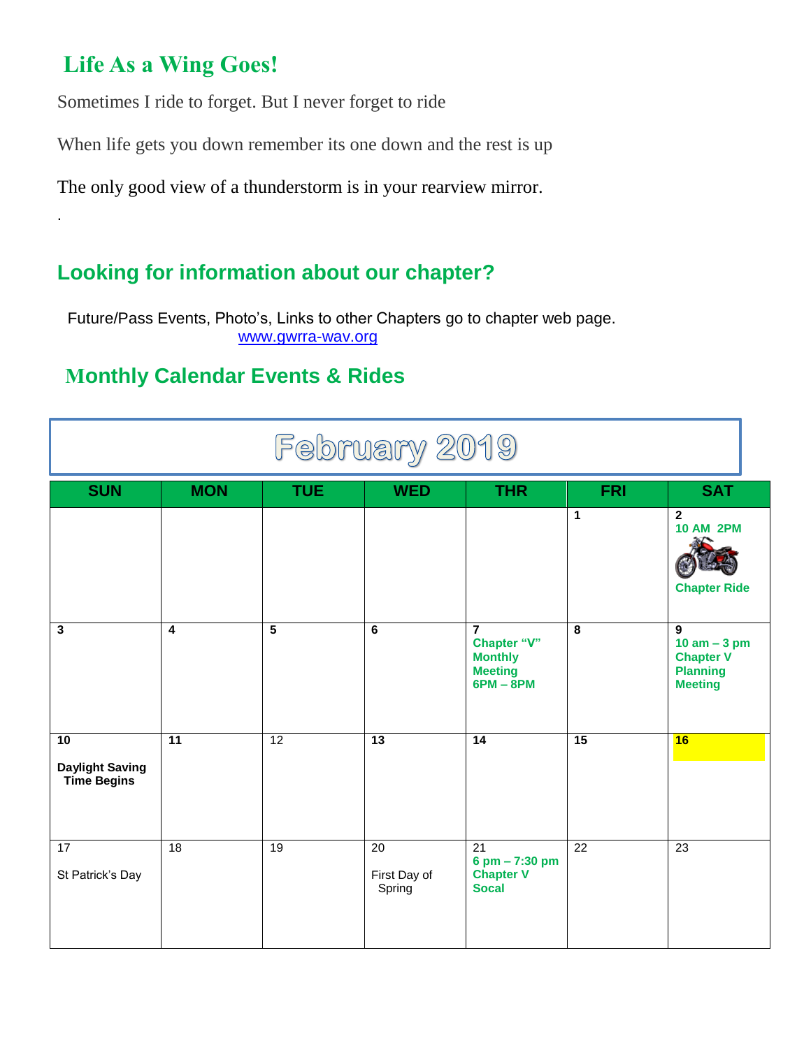## Life As a Wing Goes!

Sometimes I ride to forget. But I never forget to ride

When life gets you down remember its one down and the rest is up

The only good view of a thunderstorm is in your rearview mirror.

.

## Looking for information about our chapter?

Future/Pass Events, Photo's, Links to other Chapters go to chapter web page.
www.gwrra-wav.org

## Monthly Calendar Events & Rides

**February 2019**

| SUN | MON | TUE | WED | THR | FRI | SAT |
|---|---|---|---|---|---|---|
| | | | | | 1 | 2 10 AM 2PM Chapter Ride |
| 3 | 4 | 5 | 6 | 7 Chapter "V" Monthly Meeting 6PM – 8PM | 8 | 9 10 am – 3 pm Chapter V Planning Meeting |
| 10 Daylight Saving Time Begins | 11 | 12 | 13 | 14 | 15 | 16 |
| 17 St Patrick's Day | 18 | 19 | 20 First Day of Spring | 21 6 pm – 7:30 pm Chapter V Socal | 22 | 23 |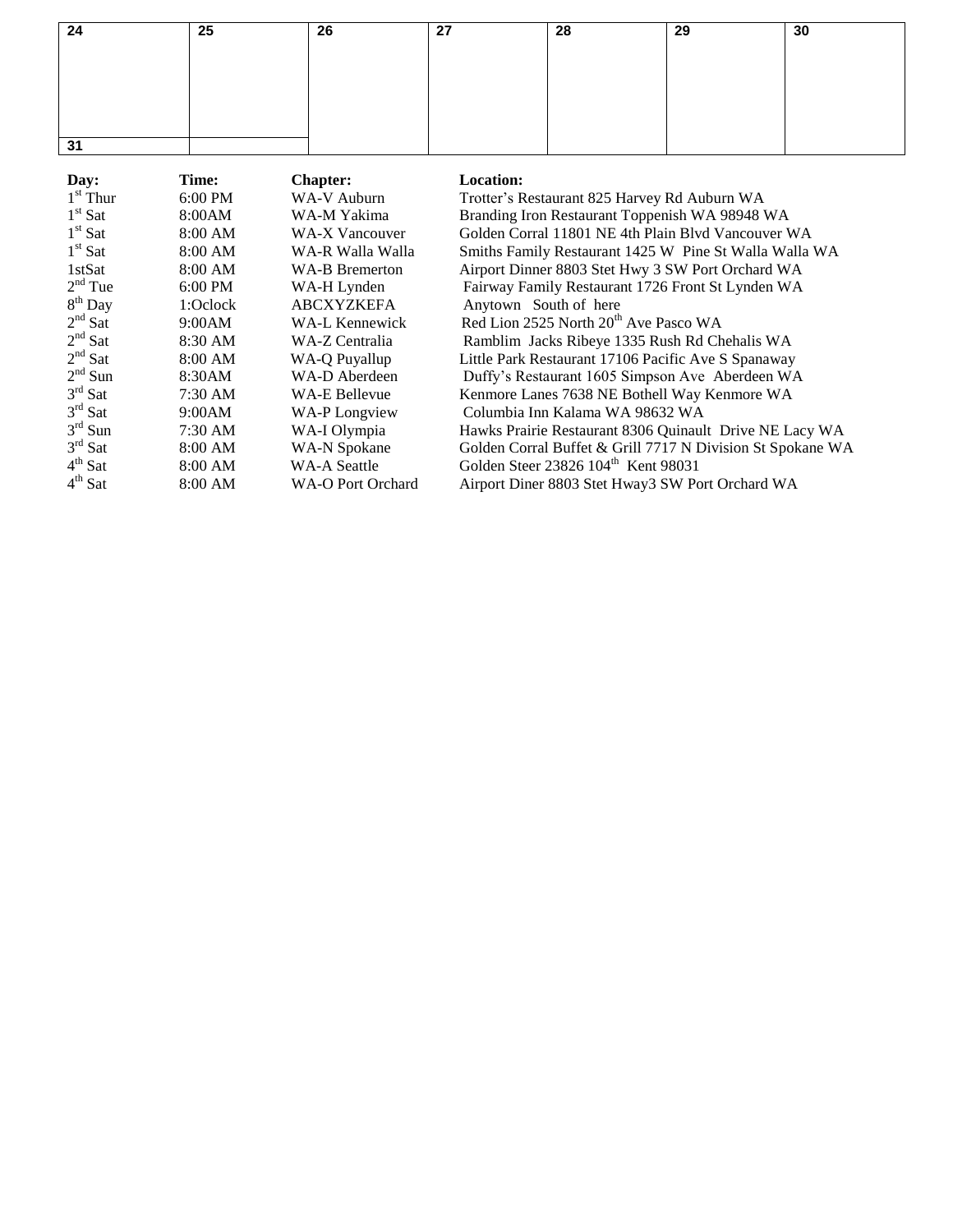| 24 | 25 | 26 | 27 | 28 | 29 | 30 |
| --- | --- | --- | --- | --- | --- | --- |
| | | | | | | |
| 31 | | | | | | |

| Day: | Time: | Chapter: | Location: |
| --- | --- | --- | --- |
| 1st Thur | 6:00 PM | WA-V Auburn | Trotter's Restaurant 825 Harvey Rd Auburn WA |
| 1st Sat | 8:00AM | WA-M Yakima | Branding Iron Restaurant Toppenish WA 98948 WA |
| 1st Sat | 8:00 AM | WA-X Vancouver | Golden Corral 11801 NE 4th Plain Blvd Vancouver WA |
| 1st Sat | 8:00 AM | WA-R Walla Walla | Smiths Family Restaurant 1425 W Pine St Walla Walla WA |
| 1stSat | 8:00 AM | WA-B Bremerton | Airport Dinner 8803 Stet Hwy 3 SW Port Orchard WA |
| 2nd Tue | 6:00 PM | WA-H Lynden | Fairway Family Restaurant 1726 Front St Lynden WA |
| 8th Day | 1:Oclock | ABCXYZKEFA | Anytown South of here |
| 2nd Sat | 9:00AM | WA-L Kennewick | Red Lion 2525 North 20th Ave Pasco WA |
| 2nd Sat | 8:30 AM | WA-Z Centralia | Ramblim Jacks Ribeye 1335 Rush Rd Chehalis WA |
| 2nd Sat | 8:00 AM | WA-Q Puyallup | Little Park Restaurant 17106 Pacific Ave S Spanaway |
| 2nd Sun | 8:30AM | WA-D Aberdeen | Duffy's Restaurant 1605 Simpson Ave Aberdeen WA |
| 3rd Sat | 7:30 AM | WA-E Bellevue | Kenmore Lanes 7638 NE Bothell Way Kenmore WA |
| 3rd Sat | 9:00AM | WA-P Longview | Columbia Inn Kalama WA 98632 WA |
| 3rd Sun | 7:30 AM | WA-I Olympia | Hawks Prairie Restaurant 8306 Quinault Drive NE Lacy WA |
| 3rd Sat | 8:00 AM | WA-N Spokane | Golden Corral Buffet & Grill 7717 N Division St Spokane WA |
| 4th Sat | 8:00 AM | WA-A Seattle | Golden Steer 23826 104th Kent 98031 |
| 4th Sat | 8:00 AM | WA-O Port Orchard | Airport Diner 8803 Stet Hway3 SW Port Orchard WA |